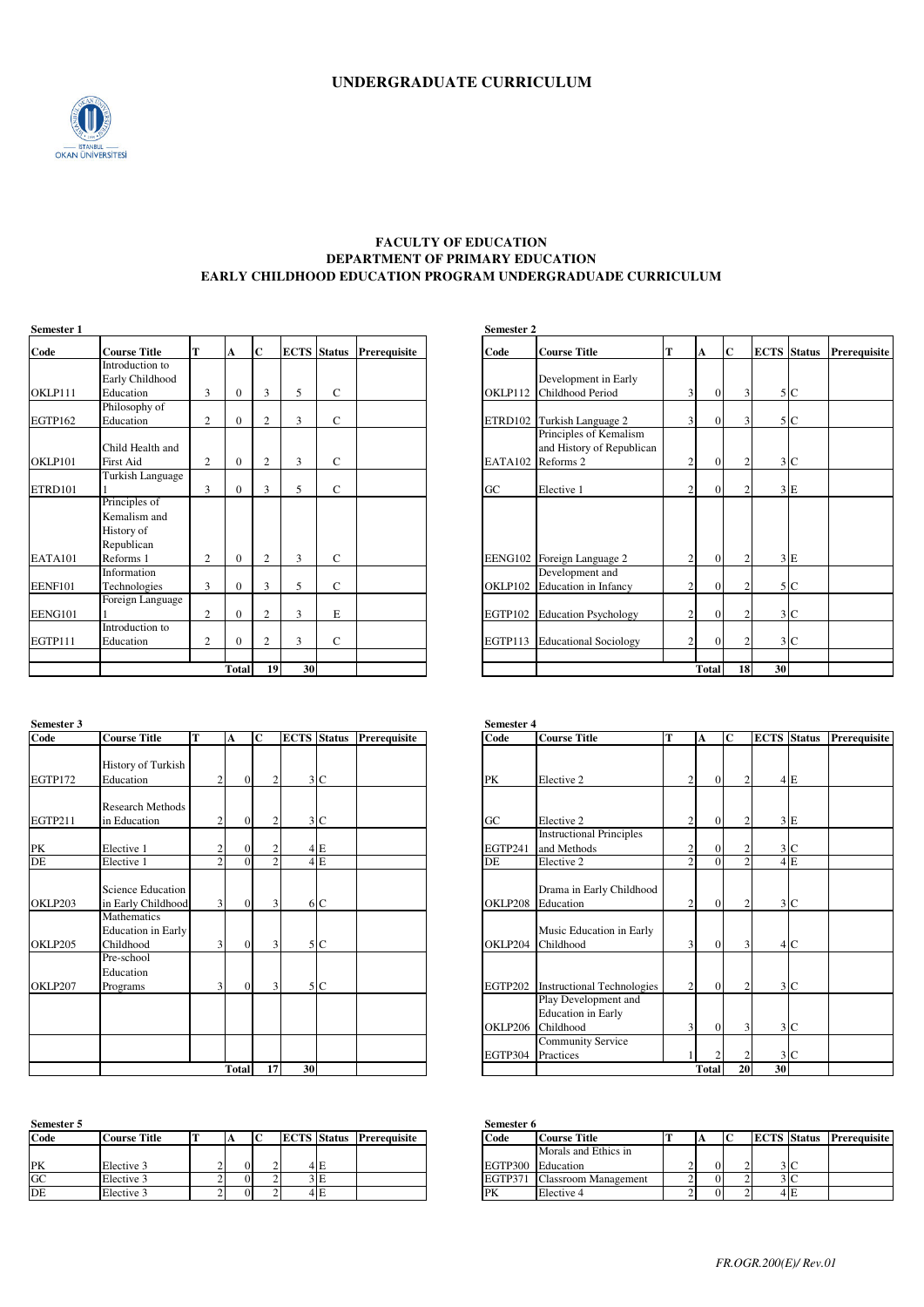# UNDERGRADUATE CURRICULUM

## FACULTY OF EDUCATION
## DEPARTMENT OF PRIMARY EDUCATION
## EARLY CHILDHOOD EDUCATION PROGRAM UNDERGRADUADE CURRICULUM

**Semester 1**

| Code | Course Title | T | A | C | ECTS | Status | Prerequisite |
|---|---|---|---|---|---|---|---|
| OKLP111 | Introduction to Early Childhood Education | 3 | 0 | 3 | 5 | C | |
| EGTP162 | Philosophy of Education | 2 | 0 | 2 | 3 | C | |
| OKLP101 | Child Health and First Aid | 2 | 0 | 2 | 3 | C | |
| ETRD101 | Turkish Language 1 | 3 | 0 | 3 | 5 | C | |
| EATA101 | Principles of Kemalism and History of Republican Reforms 1 | 2 | 0 | 2 | 3 | C | |
| EENF101 | Information Technologies | 3 | 0 | 3 | 5 | C | |
| EENG101 | Foreign Language 1 | 2 | 0 | 2 | 3 | E | |
| EGTP111 | Introduction to Education | 2 | 0 | 2 | 3 | C | |
| | | | Total | 19 | 30 | | |

**Semester 2**

| Code | Course Title | T | A | C | ECTS | Status | Prerequisite |
|---|---|---|---|---|---|---|---|
| OKLP112 | Development in Early Childhood Period | 3 | 0 | 3 | 5 | C | |
| ETRD102 | Turkish Language 2 | 3 | 0 | 3 | 5 | C | |
| EATA102 | Principles of Kemalism and History of Republican Reforms 2 | 2 | 0 | 2 | 3 | C | |
| GC | Elective 1 | 2 | 0 | 2 | 3 | E | |
| EENG102 | Foreign Language 2 | 2 | 0 | 2 | 3 | E | |
| OKLP102 | Development and Education in Infancy | 2 | 0 | 2 | 5 | C | |
| EGTP102 | Education Psychology | 2 | 0 | 2 | 3 | C | |
| EGTP113 | Educational Sociology | 2 | 0 | 2 | 3 | C | |
| | | | Total | 18 | 30 | | |

**Semester 3**

| Code | Course Title | T | A | C | ECTS | Status | Prerequisite |
|---|---|---|---|---|---|---|---|
| EGTP172 | History of Turkish Education | 2 | 0 | 2 | 3 | C | |
| EGTP211 | Research Methods in Education | 2 | 0 | 2 | 3 | C | |
| PK | Elective 1 | 2 | 0 | 2 | 4 | E | |
| DE | Elective 1 | 2 | 0 | 2 | 4 | E | |
| OKLP203 | Science Education in Early Childhood | 3 | 0 | 3 | 6 | C | |
| OKLP205 | Mathematics Education in Early Childhood | 3 | 0 | 3 | 5 | C | |
| OKLP207 | Pre-school Education Programs | 3 | 0 | 3 | 5 | C | |
| | | | Total | 17 | 30 | | |

**Semester 4**

| Code | Course Title | T | A | C | ECTS | Status | Prerequisite |
|---|---|---|---|---|---|---|---|
| PK | Elective 2 | 2 | 0 | 2 | 4 | E | |
| GC | Elective 2 | 2 | 0 | 2 | 3 | E | |
| EGTP241 | Instructional Principles and Methods | 2 | 0 | 2 | 3 | C | |
| DE | Elective 2 | 2 | 0 | 2 | 4 | E | |
| OKLP208 | Drama in Early Childhood Education | 2 | 0 | 2 | 3 | C | |
| OKLP204 | Music Education in Early Childhood | 3 | 0 | 3 | 4 | C | |
| EGTP202 | Instructional Technologies | 2 | 0 | 2 | 3 | C | |
| OKLP206 | Play Development and Education in Early Childhood | 3 | 0 | 3 | 3 | C | |
| EGTP304 | Community Service Practices | 1 | 2 | 2 | 3 | C | |
| | | | Total | 20 | 30 | | |

**Semester 5**

| Code | Course Title | T | A | C | ECTS | Status | Prerequisite |
|---|---|---|---|---|---|---|---|
| PK | Elective 3 | 2 | 0 | 2 | 4 | E | |
| GC | Elective 3 | 2 | 0 | 2 | 3 | E | |
| DE | Elective 3 | 2 | 0 | 2 | 4 | E | |

**Semester 6**

| Code | Course Title | T | A | C | ECTS | Status | Prerequisite |
|---|---|---|---|---|---|---|---|
| EGTP300 | Morals and Ethics in Education | 2 | 0 | 2 | 3 | C | |
| EGTP371 | Classroom Management | 2 | 0 | 2 | 3 | C | |
| PK | Elective 4 | 2 | 0 | 2 | 4 | E | |

FR.OGR.200(E)/ Rev.01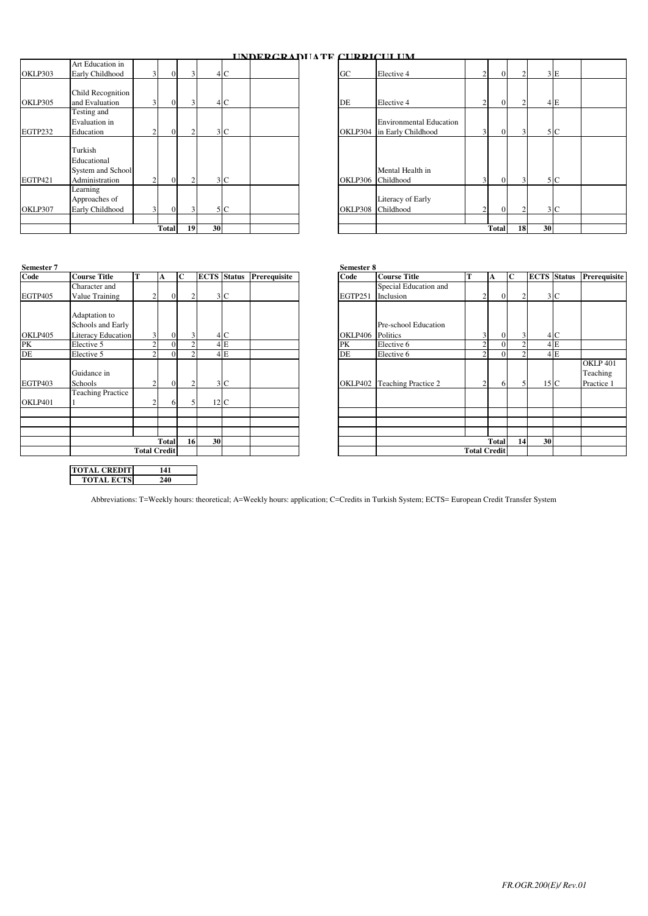# UNDERGRADUATE CURRICULUM

| Code | Course Title | T | A | C | ECTS | Status | Prerequisite |
|---|---|---|---|---|---|---|---|
| OKLP303 | Art Education in Early Childhood | 3 | 0 | 3 | 4 | C | |
| OKLP305 | Child Recognition and Evaluation | 3 | 0 | 3 | 4 | C | |
| EGTP232 | Testing and Evaluation in Education | 2 | 0 | 2 | 3 | C | |
| EGTP421 | Turkish Educational System and School Administration | 2 | 0 | 2 | 3 | C | |
| OKLP307 | Learning Approaches of Early Childhood | 3 | 0 | 3 | 5 | C | |
| | | | Total | 19 | 30 | | |

| Code | Course Title | T | A | C | ECTS | Status | Prerequisite |
|---|---|---|---|---|---|---|---|
| GC | Elective 4 | 2 | 0 | 2 | 3 | E | |
| DE | Elective 4 | 2 | 0 | 2 | 4 | E | |
| OKLP304 | Environmental Education in Early Childhood | 3 | 0 | 3 | 5 | C | |
| OKLP306 | Mental Health in Childhood | 3 | 0 | 3 | 5 | C | |
| OKLP308 | Literacy of Early Childhood | 2 | 0 | 2 | 3 | C | |
| | | | Total | 18 | 30 | | |

**Semester 7**

| Code | Course Title | T | A | C | ECTS | Status | Prerequisite |
|---|---|---|---|---|---|---|---|
| EGTP405 | Character and Value Training | 2 | 0 | 2 | 3 | C | |
| OKLP405 | Adaptation to Schools and Early Literacy Education | 3 | 0 | 3 | 4 | C | |
| PK | Elective 5 | 2 | 0 | 2 | 4 | E | |
| DE | Elective 5 | 2 | 0 | 2 | 4 | E | |
| EGTP403 | Guidance in Schools | 2 | 0 | 2 | 3 | C | |
| OKLP401 | Teaching Practice 1 | 2 | 6 | 5 | 12 | C | |
| | | | Total | 16 | 30 | | |
| | | Total Credit | | | | | |

**Semester 8**

| Code | Course Title | T | A | C | ECTS | Status | Prerequisite |
|---|---|---|---|---|---|---|---|
| EGTP251 | Special Education and Inclusion | 2 | 0 | 2 | 3 | C | |
| OKLP406 | Pre-school Education Politics | 3 | 0 | 3 | 4 | C | |
| PK | Elective 6 | 2 | 0 | 2 | 4 | E | |
| DE | Elective 6 | 2 | 0 | 2 | 4 | E | |
| OKLP402 | Teaching Practice 2 | 2 | 6 | 5 | 15 | C | OKLP 401 Teaching Practice 1 |
| | | | Total | 14 | 30 | | |
| | | Total Credit | | | | | |

| TOTAL CREDIT | 141 |
|---|---|
| TOTAL ECTS | 240 |

Abbreviations: T=Weekly hours: theoretical; A=Weekly hours: application; C=Credits in Turkish System; ECTS= European Credit Transfer System

FR.OGR.200(E)/ Rev.01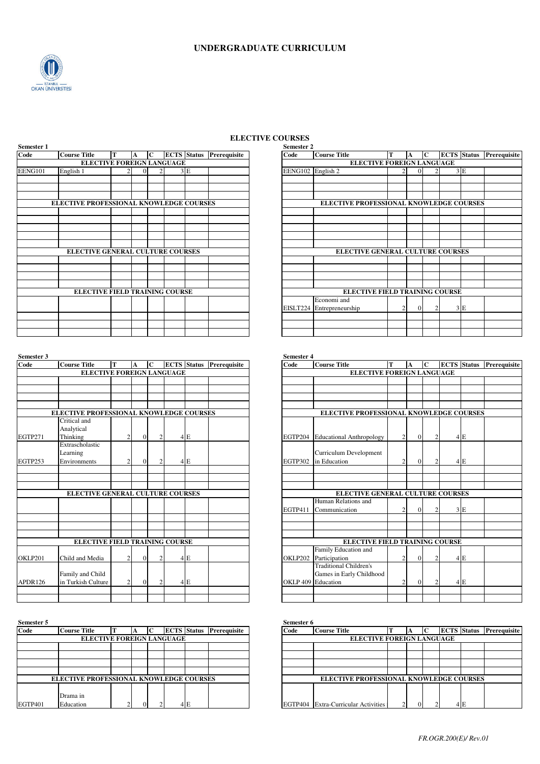# UNDERGRADUATE CURRICULUM

## ELECTIVE COURSES

**Semester 1**

| Code | Course Title | T | A | C | ECTS | Status | Prerequisite |
|---|---|---|---|---|---|---|---|
| ELECTIVE FOREIGN LANGUAGE | | | | | | | |
| EENG101 | English 1 | 2 | 0 | 2 | 3 | E | |
| ELECTIVE PROFESSIONAL KNOWLEDGE COURSES | | | | | | | |
| ELECTIVE GENERAL CULTURE COURSES | | | | | | | |
| ELECTIVE FIELD TRAINING COURSE | | | | | | | |

**Semester 2**

| Code | Course Title | T | A | C | ECTS | Status | Prerequisite |
|---|---|---|---|---|---|---|---|
| ELECTIVE FOREIGN LANGUAGE | | | | | | | |
| EENG102 | English 2 | 2 | 0 | 2 | 3 | E | |
| ELECTIVE PROFESSIONAL KNOWLEDGE COURSES | | | | | | | |
| ELECTIVE GENERAL CULTURE COURSES | | | | | | | |
| ELECTIVE FIELD TRAINING COURSE | | | | | | | |
| EISLT224 | Economi and Entrepreneurship | 2 | 0 | 2 | 3 | E | |

**Semester 3**

| Code | Course Title | T | A | C | ECTS | Status | Prerequisite |
|---|---|---|---|---|---|---|---|
| ELECTIVE FOREIGN LANGUAGE | | | | | | | |
| ELECTIVE PROFESSIONAL KNOWLEDGE COURSES | | | | | | | |
| EGTP271 | Critical and Analytical Thinking | 2 | 0 | 2 | 4 | E | |
| EGTP253 | Extrascholastic Learning Environments | 2 | 0 | 2 | 4 | E | |
| ELECTIVE GENERAL CULTURE COURSES | | | | | | | |
| ELECTIVE FIELD TRAINING COURSE | | | | | | | |
| OKLP201 | Child and Media | 2 | 0 | 2 | 4 | E | |
| APDR126 | Family and Child in Turkish Culture | 2 | 0 | 2 | 4 | E | |

**Semester 4**

| Code | Course Title | T | A | C | ECTS | Status | Prerequisite |
|---|---|---|---|---|---|---|---|
| ELECTIVE FOREIGN LANGUAGE | | | | | | | |
| ELECTIVE PROFESSIONAL KNOWLEDGE COURSES | | | | | | | |
| EGTP204 | Educational Anthropology | 2 | 0 | 2 | 4 | E | |
| EGTP302 | Curriculum Development in Education | 2 | 0 | 2 | 4 | E | |
| ELECTIVE GENERAL CULTURE COURSES | | | | | | | |
| EGTP411 | Human Relations and Communication | 2 | 0 | 2 | 3 | E | |
| ELECTIVE FIELD TRAINING COURSE | | | | | | | |
| OKLP202 | Family Education and Participation | 2 | 0 | 2 | 4 | E | |
| OKLP 409 | Traditional Children's Games in Early Childhood Education | 2 | 0 | 2 | 4 | E | |

**Semester 5**

| Code | Course Title | T | A | C | ECTS | Status | Prerequisite |
|---|---|---|---|---|---|---|---|
| ELECTIVE FOREIGN LANGUAGE | | | | | | | |
| ELECTIVE PROFESSIONAL KNOWLEDGE COURSES | | | | | | | |
| EGTP401 | Drama in Education | 2 | 0 | 2 | 4 | E | |

**Semester 6**

| Code | Course Title | T | A | C | ECTS | Status | Prerequisite |
|---|---|---|---|---|---|---|---|
| ELECTIVE FOREIGN LANGUAGE | | | | | | | |
| ELECTIVE PROFESSIONAL KNOWLEDGE COURSES | | | | | | | |
| EGTP404 | Extra-Curricular Activities | 2 | 0 | 2 | 4 | E | |

*FR.OGR.200(E)/ Rev.01*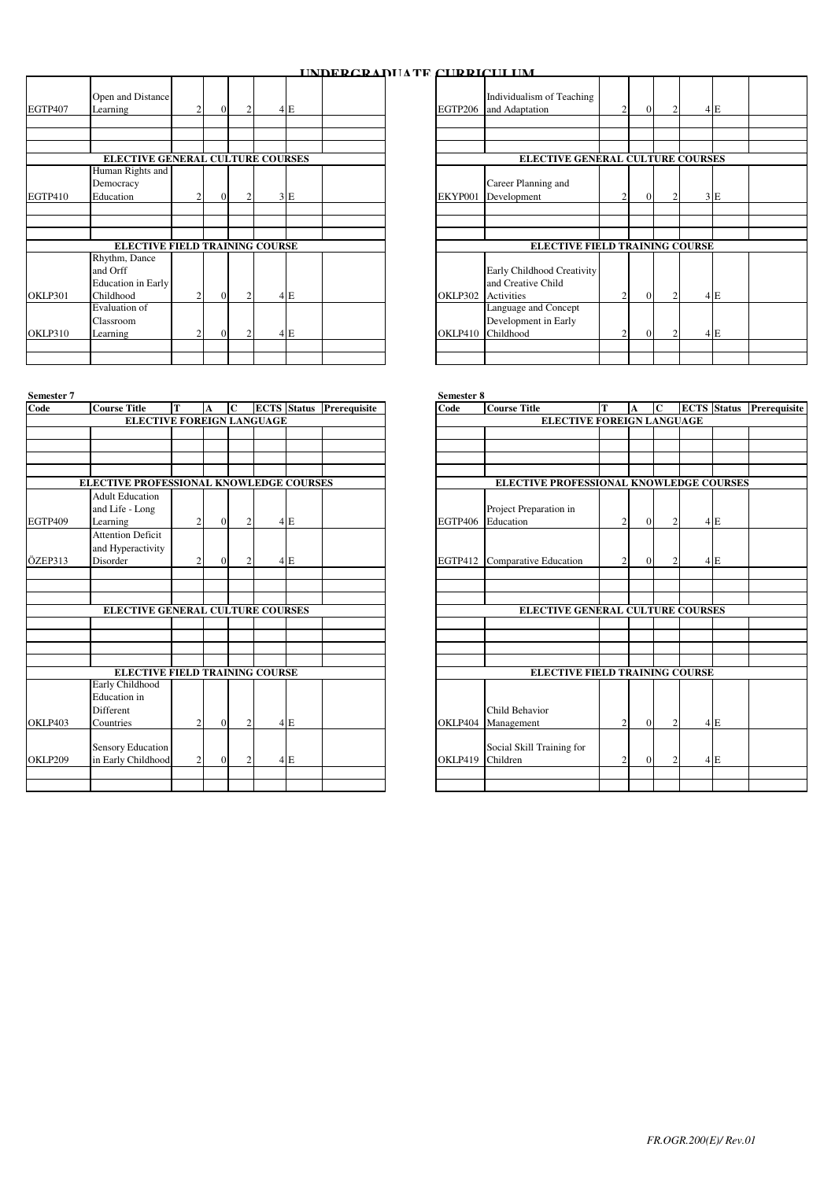# UNDERGRADUATE CURRICULUM

| | | | | | | | |
|---|---|---|---|---|---|---|---|
| EGTP407 | Open and Distance Learning | 2 | 0 | 2 | 4 | E | |
| | | | | | | | |
| | | | | | | | |
| **ELECTIVE GENERAL CULTURE COURSES** | | | | | | | |
| EGTP410 | Human Rights and Democracy Education | 2 | 0 | 2 | 3 | E | |
| | | | | | | | |
| | | | | | | | |
| **ELECTIVE FIELD TRAINING COURSE** | | | | | | | |
| OKLP301 | Rhythm, Dance and Orff Education in Early Childhood | 2 | 0 | 2 | 4 | E | |
| OKLP310 | Evaluation of Classroom Learning | 2 | 0 | 2 | 4 | E | |
| | | | | | | | |

| | | | | | | | |
|---|---|---|---|---|---|---|---|
| EGTP206 | Individualism of Teaching and Adaptation | 2 | 0 | 2 | 4 | E | |
| | | | | | | | |
| | | | | | | | |
| **ELECTIVE GENERAL CULTURE COURSES** | | | | | | | |
| EKYP001 | Career Planning and Development | 2 | 0 | 2 | 3 | E | |
| | | | | | | | |
| | | | | | | | |
| **ELECTIVE FIELD TRAINING COURSE** | | | | | | | |
| OKLP302 | Early Childhood Creativity and Creative Child Activities | 2 | 0 | 2 | 4 | E | |
| OKLP410 | Language and Concept Development in Early Childhood | 2 | 0 | 2 | 4 | E | |
| | | | | | | | |

**Semester 7**

| Code | Course Title | T | A | C | ECTS | Status | Prerequisite |
|---|---|---|---|---|---|---|---|
| **ELECTIVE FOREIGN LANGUAGE** | | | | | | | |
| | | | | | | | |
| | | | | | | | |
| | | | | | | | |
| **ELECTIVE PROFESSIONAL KNOWLEDGE COURSES** | | | | | | | |
| EGTP409 | Adult Education and Life - Long Learning | 2 | 0 | 2 | 4 | E | |
| ÖZEP313 | Attention Deficit and Hyperactivity Disorder | 2 | 0 | 2 | 4 | E | |
| | | | | | | | |
| | | | | | | | |
| **ELECTIVE GENERAL CULTURE COURSES** | | | | | | | |
| | | | | | | | |
| | | | | | | | |
| | | | | | | | |
| **ELECTIVE FIELD TRAINING COURSE** | | | | | | | |
| OKLP403 | Early Childhood Education in Different Countries | 2 | 0 | 2 | 4 | E | |
| OKLP209 | Sensory Education in Early Childhood | 2 | 0 | 2 | 4 | E | |
| | | | | | | | |

**Semester 8**

| Code | Course Title | T | A | C | ECTS | Status | Prerequisite |
|---|---|---|---|---|---|---|---|
| **ELECTIVE FOREIGN LANGUAGE** | | | | | | | |
| | | | | | | | |
| | | | | | | | |
| | | | | | | | |
| **ELECTIVE PROFESSIONAL KNOWLEDGE COURSES** | | | | | | | |
| EGTP406 | Project Preparation in Education | 2 | 0 | 2 | 4 | E | |
| EGTP412 | Comparative Education | 2 | 0 | 2 | 4 | E | |
| | | | | | | | |
| | | | | | | | |
| **ELECTIVE GENERAL CULTURE COURSES** | | | | | | | |
| | | | | | | | |
| | | | | | | | |
| | | | | | | | |
| **ELECTIVE FIELD TRAINING COURSE** | | | | | | | |
| OKLP404 | Child Behavior Management | 2 | 0 | 2 | 4 | E | |
| OKLP419 | Social Skill Training for Children | 2 | 0 | 2 | 4 | E | |
| | | | | | | | |

*FR.OGR.200(E)/ Rev.01*